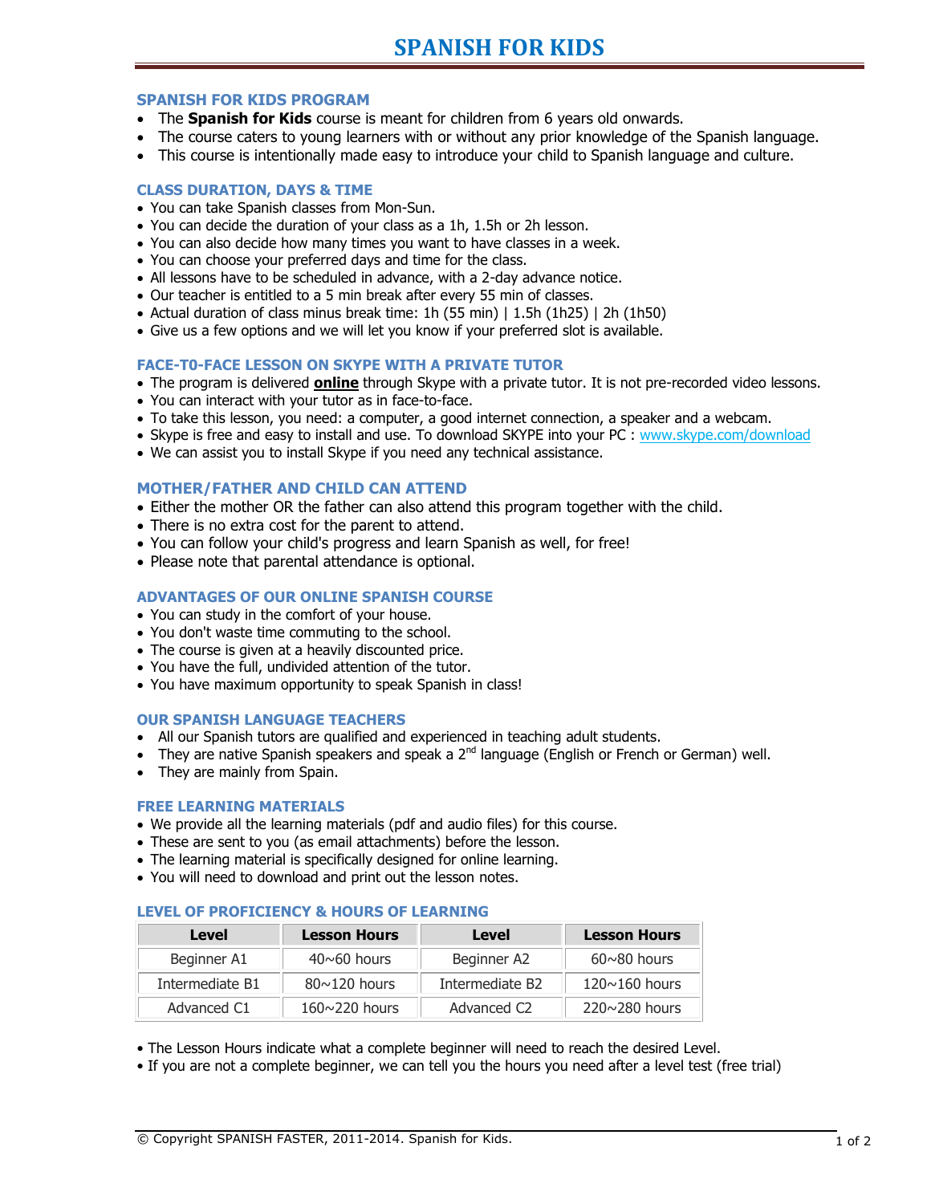# SPANISH FOR KIDS

## SPANISH FOR KIDS PROGRAM

- The **Spanish for Kids** course is meant for children from 6 years old onwards.
- The course caters to young learners with or without any prior knowledge of the Spanish language.
- This course is intentionally made easy to introduce your child to Spanish language and culture.

## CLASS DURATION, DAYS & TIME

- You can take Spanish classes from Mon-Sun.
- You can decide the duration of your class as a 1h, 1.5h or 2h lesson.
- You can also decide how many times you want to have classes in a week.
- You can choose your preferred days and time for the class.
- All lessons have to be scheduled in advance, with a 2-day advance notice.
- Our teacher is entitled to a 5 min break after every 55 min of classes.
- Actual duration of class minus break time: 1h (55 min) | 1.5h (1h25) | 2h (1h50)
- Give us a few options and we will let you know if your preferred slot is available.

## FACE-T0-FACE LESSON ON SKYPE WITH A PRIVATE TUTOR

- The program is delivered **online** through Skype with a private tutor. It is not pre-recorded video lessons.
- You can interact with your tutor as in face-to-face.
- To take this lesson, you need: a computer, a good internet connection, a speaker and a webcam.
- Skype is free and easy to install and use. To download SKYPE into your PC : www.skype.com/download
- We can assist you to install Skype if you need any technical assistance.

## MOTHER/FATHER AND CHILD CAN ATTEND

- Either the mother OR the father can also attend this program together with the child.
- There is no extra cost for the parent to attend.
- You can follow your child's progress and learn Spanish as well, for free!
- Please note that parental attendance is optional.

## ADVANTAGES OF OUR ONLINE SPANISH COURSE

- You can study in the comfort of your house.
- You don't waste time commuting to the school.
- The course is given at a heavily discounted price.
- You have the full, undivided attention of the tutor.
- You have maximum opportunity to speak Spanish in class!

## OUR SPANISH LANGUAGE TEACHERS

- All our Spanish tutors are qualified and experienced in teaching adult students.
- They are native Spanish speakers and speak a 2nd language (English or French or German) well.
- They are mainly from Spain.

## FREE LEARNING MATERIALS

- We provide all the learning materials (pdf and audio files) for this course.
- These are sent to you (as email attachments) before the lesson.
- The learning material is specifically designed for online learning.
- You will need to download and print out the lesson notes.

## LEVEL OF PROFICIENCY & HOURS OF LEARNING

| Level | Lesson Hours | Level | Lesson Hours |
|---|---|---|---|
| Beginner A1 | 40~60 hours | Beginner A2 | 60~80 hours |
| Intermediate B1 | 80~120 hours | Intermediate B2 | 120~160 hours |
| Advanced C1 | 160~220 hours | Advanced C2 | 220~280 hours |

- The Lesson Hours indicate what a complete beginner will need to reach the desired Level.
- If you are not a complete beginner, we can tell you the hours you need after a level test (free trial)

© Copyright SPANISH FASTER, 2011-2014. Spanish for Kids.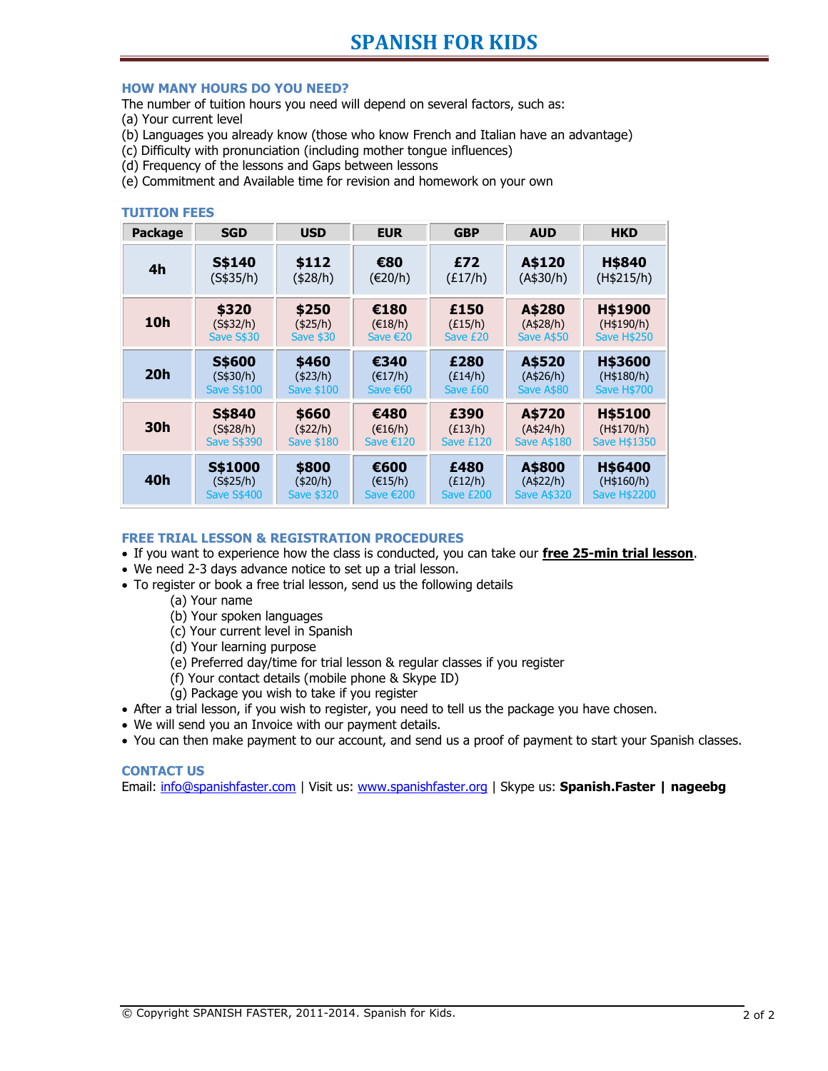# SPANISH FOR KIDS

## HOW MANY HOURS DO YOU NEED?

The number of tuition hours you need will depend on several factors, such as:
(a) Your current level
(b) Languages you already know (those who know French and Italian have an advantage)
(c) Difficulty with pronunciation (including mother tongue influences)
(d) Frequency of the lessons and Gaps between lessons
(e) Commitment and Available time for revision and homework on your own

## TUITION FEES

| Package | SGD | USD | EUR | GBP | AUD | HKD |
|---|---|---|---|---|---|---|
| **4h** | **S$140** (S$35/h) | **$112** ($28/h) | **€80** (€20/h) | **£72** (£17/h) | **A$120** (A$30/h) | **H$840** (H$215/h) |
| **10h** | **$320** (S$32/h) Save S$30 | **$250** ($25/h) Save $30 | **€180** (€18/h) Save €20 | **£150** (£15/h) Save £20 | **A$280** (A$28/h) Save A$50 | **H$1900** (H$190/h) Save H$250 |
| **20h** | **S$600** (S$30/h) Save S$100 | **$460** ($23/h) Save $100 | **€340** (€17/h) Save €60 | **£280** (£14/h) Save £60 | **A$520** (A$26/h) Save A$80 | **H$3600** (H$180/h) Save H$700 |
| **30h** | **S$840** (S$28/h) Save S$390 | **$660** ($22/h) Save $180 | **€480** (€16/h) Save €120 | **£390** (£13/h) Save £120 | **A$720** (A$24/h) Save A$180 | **H$5100** (H$170/h) Save H$1350 |
| **40h** | **S$1000** (S$25/h) Save S$400 | **$800** ($20/h) Save $320 | **€600** (€15/h) Save €200 | **£480** (£12/h) Save £200 | **A$800** (A$22/h) Save A$320 | **H$6400** (H$160/h) Save H$2200 |

## FREE TRIAL LESSON & REGISTRATION PROCEDURES

- If you want to experience how the class is conducted, you can take our **free 25-min trial lesson**.
- We need 2-3 days advance notice to set up a trial lesson.
- To register or book a free trial lesson, send us the following details
  - (a) Your name
  - (b) Your spoken languages
  - (c) Your current level in Spanish
  - (d) Your learning purpose
  - (e) Preferred day/time for trial lesson & regular classes if you register
  - (f) Your contact details (mobile phone & Skype ID)
  - (g) Package you wish to take if you register
- After a trial lesson, if you wish to register, you need to tell us the package you have chosen.
- We will send you an Invoice with our payment details.
- You can then make payment to our account, and send us a proof of payment to start your Spanish classes.

## CONTACT US

Email: info@spanishfaster.com | Visit us: www.spanishfaster.org | Skype us: **Spanish.Faster | nageebg**

© Copyright SPANISH FASTER, 2011-2014. Spanish for Kids.